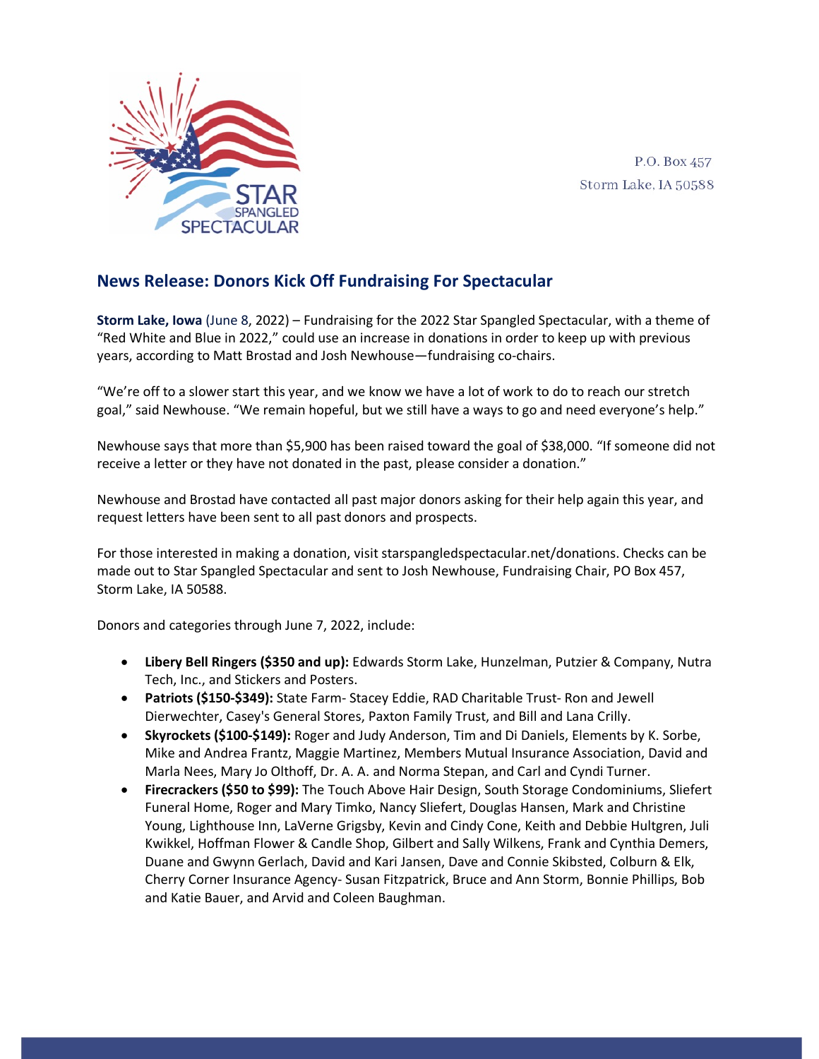STAR SPANGLED SPECTACULAR

P.O. Box 457
Storm Lake, IA 50588

## News Release: Donors Kick Off Fundraising For Spectacular

**Storm Lake, Iowa** (June 8, 2022) – Fundraising for the 2022 Star Spangled Spectacular, with a theme of "Red White and Blue in 2022," could use an increase in donations in order to keep up with previous years, according to Matt Brostad and Josh Newhouse—fundraising co-chairs.

"We're off to a slower start this year, and we know we have a lot of work to do to reach our stretch goal," said Newhouse. "We remain hopeful, but we still have a ways to go and need everyone's help."

Newhouse says that more than $5,900 has been raised toward the goal of $38,000. "If someone did not receive a letter or they have not donated in the past, please consider a donation."

Newhouse and Brostad have contacted all past major donors asking for their help again this year, and request letters have been sent to all past donors and prospects.

For those interested in making a donation, visit starspangledspectacular.net/donations. Checks can be made out to Star Spangled Spectacular and sent to Josh Newhouse, Fundraising Chair, PO Box 457, Storm Lake, IA 50588.

Donors and categories through June 7, 2022, include:

- **Libery Bell Ringers ($350 and up):** Edwards Storm Lake, Hunzelman, Putzier & Company, Nutra Tech, Inc., and Stickers and Posters.
- **Patriots ($150-$349):** State Farm- Stacey Eddie, RAD Charitable Trust- Ron and Jewell Dierwechter, Casey's General Stores, Paxton Family Trust, and Bill and Lana Crilly.
- **Skyrockets ($100-$149):** Roger and Judy Anderson, Tim and Di Daniels, Elements by K. Sorbe, Mike and Andrea Frantz, Maggie Martinez, Members Mutual Insurance Association, David and Marla Nees, Mary Jo Olthoff, Dr. A. A. and Norma Stepan, and Carl and Cyndi Turner.
- **Firecrackers ($50 to $99):** The Touch Above Hair Design, South Storage Condominiums, Sliefert Funeral Home, Roger and Mary Timko, Nancy Sliefert, Douglas Hansen, Mark and Christine Young, Lighthouse Inn, LaVerne Grigsby, Kevin and Cindy Cone, Keith and Debbie Hultgren, Juli Kwikkel, Hoffman Flower & Candle Shop, Gilbert and Sally Wilkens, Frank and Cynthia Demers, Duane and Gwynn Gerlach, David and Kari Jansen, Dave and Connie Skibsted, Colburn & Elk, Cherry Corner Insurance Agency- Susan Fitzpatrick, Bruce and Ann Storm, Bonnie Phillips, Bob and Katie Bauer, and Arvid and Coleen Baughman.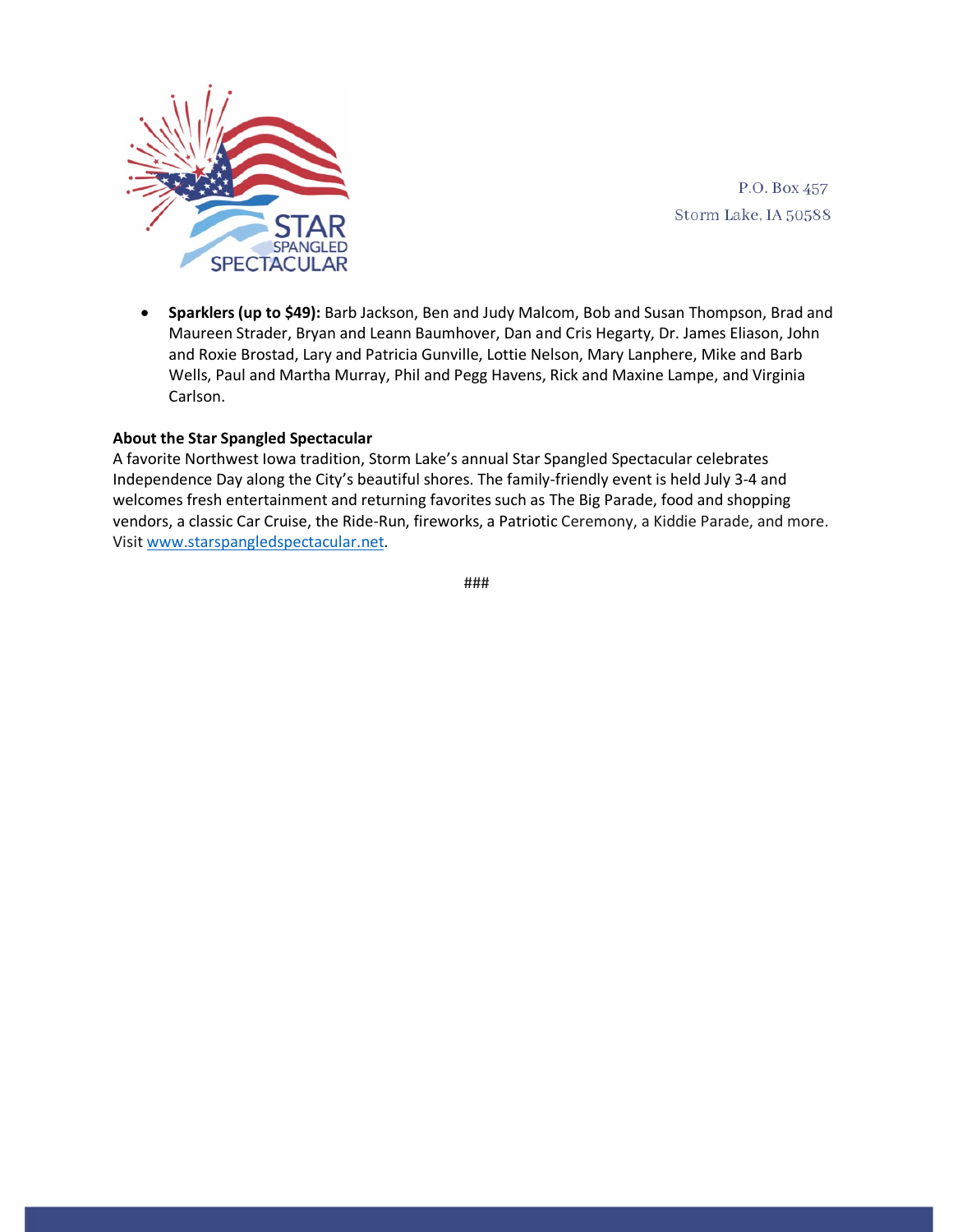P.O. Box 457
Storm Lake, IA 50588

- **Sparklers (up to $49):** Barb Jackson, Ben and Judy Malcom, Bob and Susan Thompson, Brad and Maureen Strader, Bryan and Leann Baumhover, Dan and Cris Hegarty, Dr. James Eliason, John and Roxie Brostad, Lary and Patricia Gunville, Lottie Nelson, Mary Lanphere, Mike and Barb Wells, Paul and Martha Murray, Phil and Pegg Havens, Rick and Maxine Lampe, and Virginia Carlson.

**About the Star Spangled Spectacular**
A favorite Northwest Iowa tradition, Storm Lake's annual Star Spangled Spectacular celebrates Independence Day along the City's beautiful shores. The family-friendly event is held July 3-4 and welcomes fresh entertainment and returning favorites such as The Big Parade, food and shopping vendors, a classic Car Cruise, the Ride-Run, fireworks, a Patriotic Ceremony, a Kiddie Parade, and more. Visit www.starspangledspectacular.net.

###